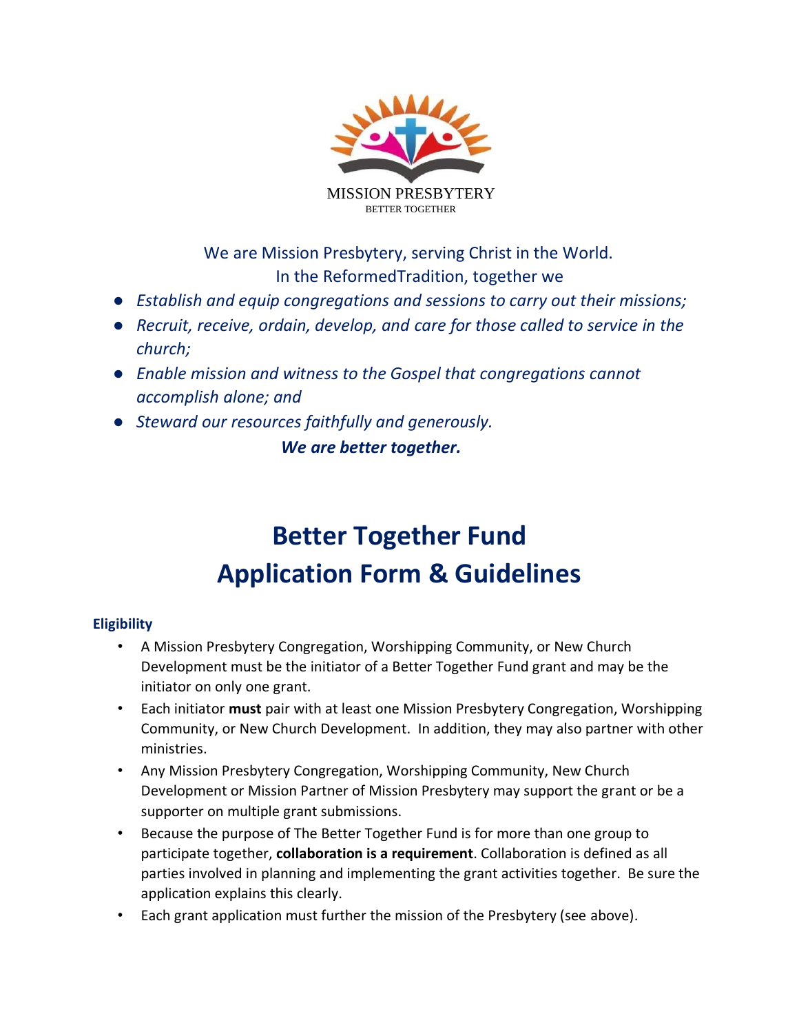MISSION PRESBYTERY
BETTER TOGETHER

We are Mission Presbytery, serving Christ in the World.
In the ReformedTradition, together we

- *Establish and equip congregations and sessions to carry out their missions;*
- *Recruit, receive, ordain, develop, and care for those called to service in the church;*
- *Enable mission and witness to the Gospel that congregations cannot accomplish alone; and*
- *Steward our resources faithfully and generously.*

***We are better together.***

# Better Together Fund
# Application Form & Guidelines

### Eligibility

- A Mission Presbytery Congregation, Worshipping Community, or New Church Development must be the initiator of a Better Together Fund grant and may be the initiator on only one grant.
- Each initiator **must** pair with at least one Mission Presbytery Congregation, Worshipping Community, or New Church Development. In addition, they may also partner with other ministries.
- Any Mission Presbytery Congregation, Worshipping Community, New Church Development or Mission Partner of Mission Presbytery may support the grant or be a supporter on multiple grant submissions.
- Because the purpose of The Better Together Fund is for more than one group to participate together, **collaboration is a requirement**. Collaboration is defined as all parties involved in planning and implementing the grant activities together. Be sure the application explains this clearly.
- Each grant application must further the mission of the Presbytery (see above).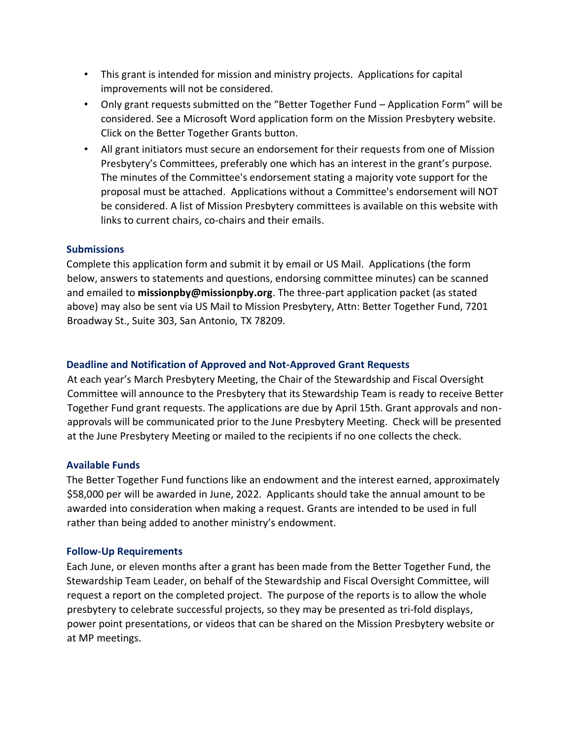- This grant is intended for mission and ministry projects. Applications for capital improvements will not be considered.
- Only grant requests submitted on the "Better Together Fund – Application Form" will be considered. See a Microsoft Word application form on the Mission Presbytery website. Click on the Better Together Grants button.
- All grant initiators must secure an endorsement for their requests from one of Mission Presbytery's Committees, preferably one which has an interest in the grant's purpose. The minutes of the Committee's endorsement stating a majority vote support for the proposal must be attached. Applications without a Committee's endorsement will NOT be considered. A list of Mission Presbytery committees is available on this website with links to current chairs, co-chairs and their emails.

### Submissions

Complete this application form and submit it by email or US Mail. Applications (the form below, answers to statements and questions, endorsing committee minutes) can be scanned and emailed to **missionpby@missionpby.org**. The three-part application packet (as stated above) may also be sent via US Mail to Mission Presbytery, Attn: Better Together Fund, 7201 Broadway St., Suite 303, San Antonio, TX 78209.

### Deadline and Notification of Approved and Not-Approved Grant Requests

At each year's March Presbytery Meeting, the Chair of the Stewardship and Fiscal Oversight Committee will announce to the Presbytery that its Stewardship Team is ready to receive Better Together Fund grant requests. The applications are due by April 15th. Grant approvals and non-approvals will be communicated prior to the June Presbytery Meeting. Check will be presented at the June Presbytery Meeting or mailed to the recipients if no one collects the check.

### Available Funds

The Better Together Fund functions like an endowment and the interest earned, approximately $58,000 per will be awarded in June, 2022. Applicants should take the annual amount to be awarded into consideration when making a request. Grants are intended to be used in full rather than being added to another ministry's endowment.

### Follow-Up Requirements

Each June, or eleven months after a grant has been made from the Better Together Fund, the Stewardship Team Leader, on behalf of the Stewardship and Fiscal Oversight Committee, will request a report on the completed project. The purpose of the reports is to allow the whole presbytery to celebrate successful projects, so they may be presented as tri-fold displays, power point presentations, or videos that can be shared on the Mission Presbytery website or at MP meetings.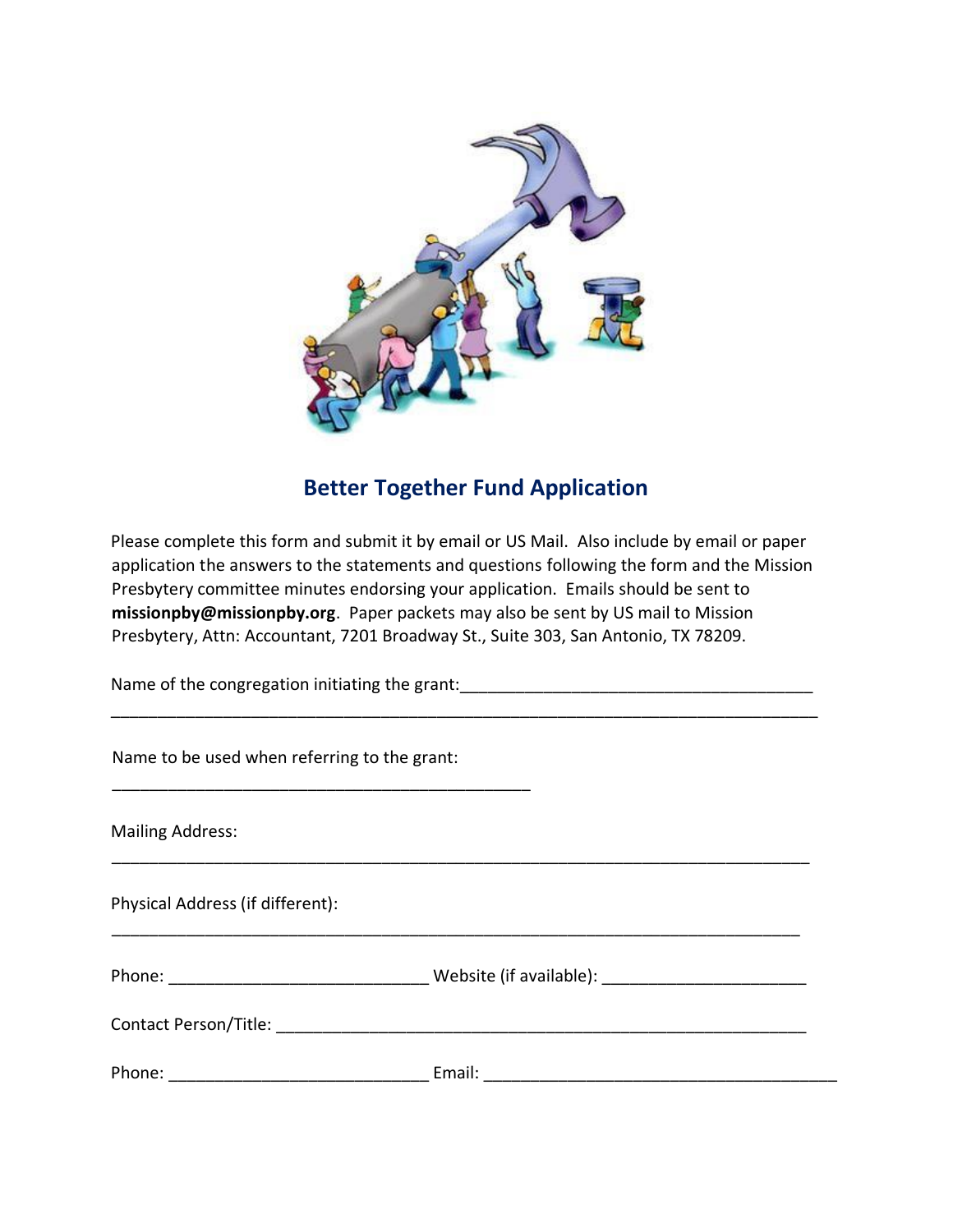## Better Together Fund Application

Please complete this form and submit it by email or US Mail. Also include by email or paper application the answers to the statements and questions following the form and the Mission Presbytery committee minutes endorsing your application. Emails should be sent to **missionpby@missionpby.org**. Paper packets may also be sent by US mail to Mission Presbytery, Attn: Accountant, 7201 Broadway St., Suite 303, San Antonio, TX 78209.

Name of the congregation initiating the grant:______________________________________
______________________________________________________________________________

Name to be used when referring to the grant:
______________________________________________

Mailing Address:
______________________________________________________________________________

Physical Address (if different):
______________________________________________________________________________

Phone: ____________________________ Website (if available): ______________________

Contact Person/Title: __________________________________________________________

Phone: ____________________________ Email: _______________________________________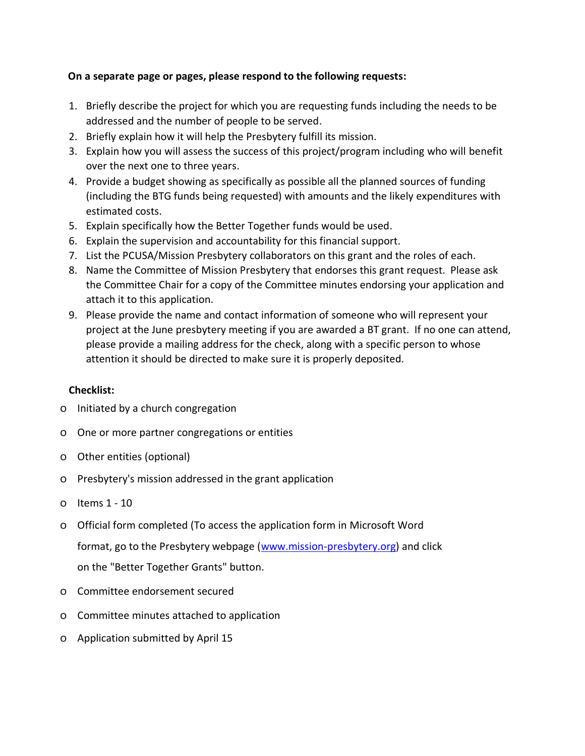**On a separate page or pages, please respond to the following requests:**

1. Briefly describe the project for which you are requesting funds including the needs to be addressed and the number of people to be served.
2. Briefly explain how it will help the Presbytery fulfill its mission.
3. Explain how you will assess the success of this project/program including who will benefit over the next one to three years.
4. Provide a budget showing as specifically as possible all the planned sources of funding (including the BTG funds being requested) with amounts and the likely expenditures with estimated costs.
5. Explain specifically how the Better Together funds would be used.
6. Explain the supervision and accountability for this financial support.
7. List the PCUSA/Mission Presbytery collaborators on this grant and the roles of each.
8. Name the Committee of Mission Presbytery that endorses this grant request. Please ask the Committee Chair for a copy of the Committee minutes endorsing your application and attach it to this application.
9. Please provide the name and contact information of someone who will represent your project at the June presbytery meeting if you are awarded a BT grant. If no one can attend, please provide a mailing address for the check, along with a specific person to whose attention it should be directed to make sure it is properly deposited.

**Checklist:**

- Initiated by a church congregation
- One or more partner congregations or entities
- Other entities (optional)
- Presbytery's mission addressed in the grant application
- Items 1 - 10
- Official form completed (To access the application form in Microsoft Word format, go to the Presbytery webpage (www.mission-presbytery.org) and click on the "Better Together Grants" button.
- Committee endorsement secured
- Committee minutes attached to application
- Application submitted by April 15